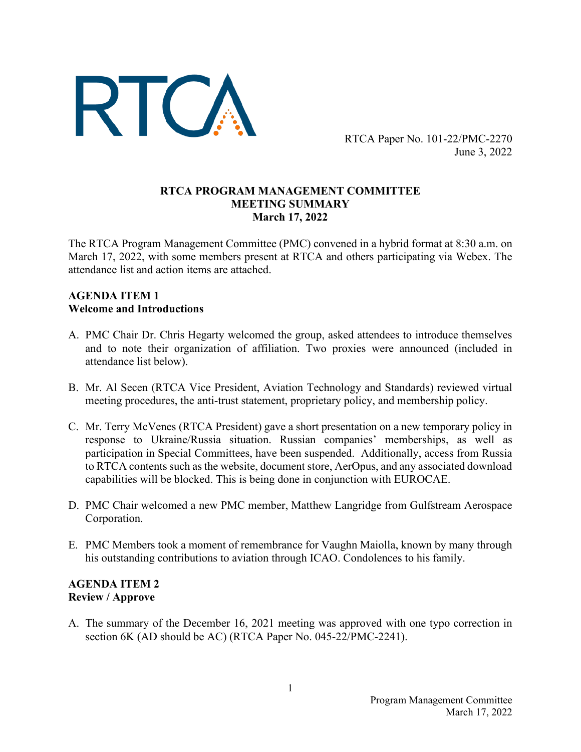RTCA Paper No. 101-22/PMC-2270
June 3, 2022

# RTCA PROGRAM MANAGEMENT COMMITTEE
# MEETING SUMMARY
# March 17, 2022

The RTCA Program Management Committee (PMC) convened in a hybrid format at 8:30 a.m. on March 17, 2022, with some members present at RTCA and others participating via Webex. The attendance list and action items are attached.

## AGENDA ITEM 1
## Welcome and Introductions

A. PMC Chair Dr. Chris Hegarty welcomed the group, asked attendees to introduce themselves and to note their organization of affiliation. Two proxies were announced (included in attendance list below).

B. Mr. Al Secen (RTCA Vice President, Aviation Technology and Standards) reviewed virtual meeting procedures, the anti-trust statement, proprietary policy, and membership policy.

C. Mr. Terry McVenes (RTCA President) gave a short presentation on a new temporary policy in response to Ukraine/Russia situation. Russian companies' memberships, as well as participation in Special Committees, have been suspended. Additionally, access from Russia to RTCA contents such as the website, document store, AerOpus, and any associated download capabilities will be blocked. This is being done in conjunction with EUROCAE.

D. PMC Chair welcomed a new PMC member, Matthew Langridge from Gulfstream Aerospace Corporation.

E. PMC Members took a moment of remembrance for Vaughn Maiolla, known by many through his outstanding contributions to aviation through ICAO. Condolences to his family.

## AGENDA ITEM 2
## Review / Approve

A. The summary of the December 16, 2021 meeting was approved with one typo correction in section 6K (AD should be AC) (RTCA Paper No. 045-22/PMC-2241).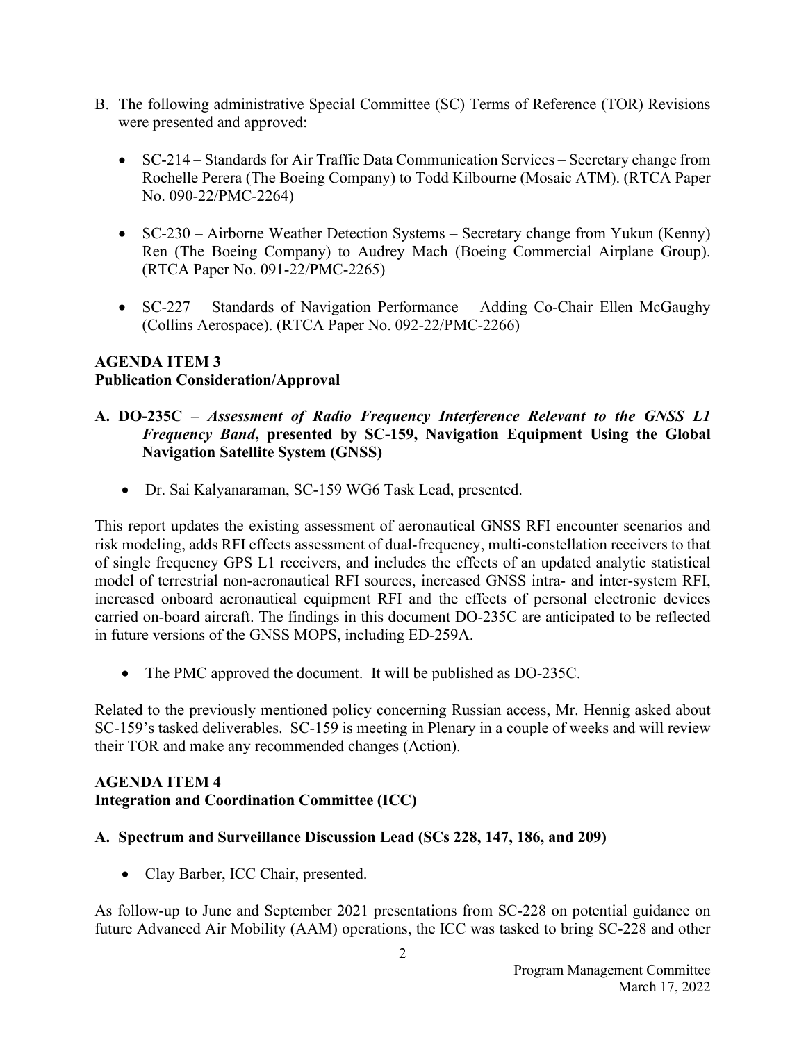B. The following administrative Special Committee (SC) Terms of Reference (TOR) Revisions were presented and approved:

- SC-214 – Standards for Air Traffic Data Communication Services – Secretary change from Rochelle Perera (The Boeing Company) to Todd Kilbourne (Mosaic ATM). (RTCA Paper No. 090-22/PMC-2264)
- SC-230 – Airborne Weather Detection Systems – Secretary change from Yukun (Kenny) Ren (The Boeing Company) to Audrey Mach (Boeing Commercial Airplane Group). (RTCA Paper No. 091-22/PMC-2265)
- SC-227 – Standards of Navigation Performance – Adding Co-Chair Ellen McGaughy (Collins Aerospace). (RTCA Paper No. 092-22/PMC-2266)

**AGENDA ITEM 3**
**Publication Consideration/Approval**

**A. DO-235C –** ***Assessment of Radio Frequency Interference Relevant to the GNSS L1 Frequency Band*****, presented by SC-159, Navigation Equipment Using the Global Navigation Satellite System (GNSS)**

- Dr. Sai Kalyanaraman, SC-159 WG6 Task Lead, presented.

This report updates the existing assessment of aeronautical GNSS RFI encounter scenarios and risk modeling, adds RFI effects assessment of dual-frequency, multi-constellation receivers to that of single frequency GPS L1 receivers, and includes the effects of an updated analytic statistical model of terrestrial non-aeronautical RFI sources, increased GNSS intra- and inter-system RFI, increased onboard aeronautical equipment RFI and the effects of personal electronic devices carried on-board aircraft. The findings in this document DO-235C are anticipated to be reflected in future versions of the GNSS MOPS, including ED-259A.

- The PMC approved the document. It will be published as DO-235C.

Related to the previously mentioned policy concerning Russian access, Mr. Hennig asked about SC-159's tasked deliverables. SC-159 is meeting in Plenary in a couple of weeks and will review their TOR and make any recommended changes (Action).

**AGENDA ITEM 4**
**Integration and Coordination Committee (ICC)**

**A. Spectrum and Surveillance Discussion Lead (SCs 228, 147, 186, and 209)**

- Clay Barber, ICC Chair, presented.

As follow-up to June and September 2021 presentations from SC-228 on potential guidance on future Advanced Air Mobility (AAM) operations, the ICC was tasked to bring SC-228 and other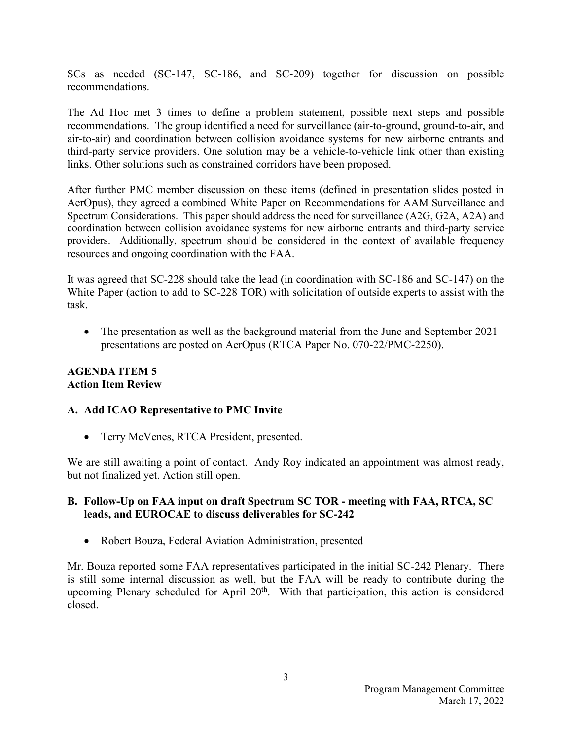SCs as needed (SC-147, SC-186, and SC-209) together for discussion on possible recommendations.

The Ad Hoc met 3 times to define a problem statement, possible next steps and possible recommendations. The group identified a need for surveillance (air-to-ground, ground-to-air, and air-to-air) and coordination between collision avoidance systems for new airborne entrants and third-party service providers. One solution may be a vehicle-to-vehicle link other than existing links. Other solutions such as constrained corridors have been proposed.

After further PMC member discussion on these items (defined in presentation slides posted in AerOpus), they agreed a combined White Paper on Recommendations for AAM Surveillance and Spectrum Considerations. This paper should address the need for surveillance (A2G, G2A, A2A) and coordination between collision avoidance systems for new airborne entrants and third-party service providers. Additionally, spectrum should be considered in the context of available frequency resources and ongoing coordination with the FAA.

It was agreed that SC-228 should take the lead (in coordination with SC-186 and SC-147) on the White Paper (action to add to SC-228 TOR) with solicitation of outside experts to assist with the task.

- The presentation as well as the background material from the June and September 2021 presentations are posted on AerOpus (RTCA Paper No. 070-22/PMC-2250).

## AGENDA ITEM 5
## Action Item Review

### A. Add ICAO Representative to PMC Invite

- Terry McVenes, RTCA President, presented.

We are still awaiting a point of contact. Andy Roy indicated an appointment was almost ready, but not finalized yet. Action still open.

### B. Follow-Up on FAA input on draft Spectrum SC TOR - meeting with FAA, RTCA, SC leads, and EUROCAE to discuss deliverables for SC-242

- Robert Bouza, Federal Aviation Administration, presented

Mr. Bouza reported some FAA representatives participated in the initial SC-242 Plenary. There is still some internal discussion as well, but the FAA will be ready to contribute during the upcoming Plenary scheduled for April 20th. With that participation, this action is considered closed.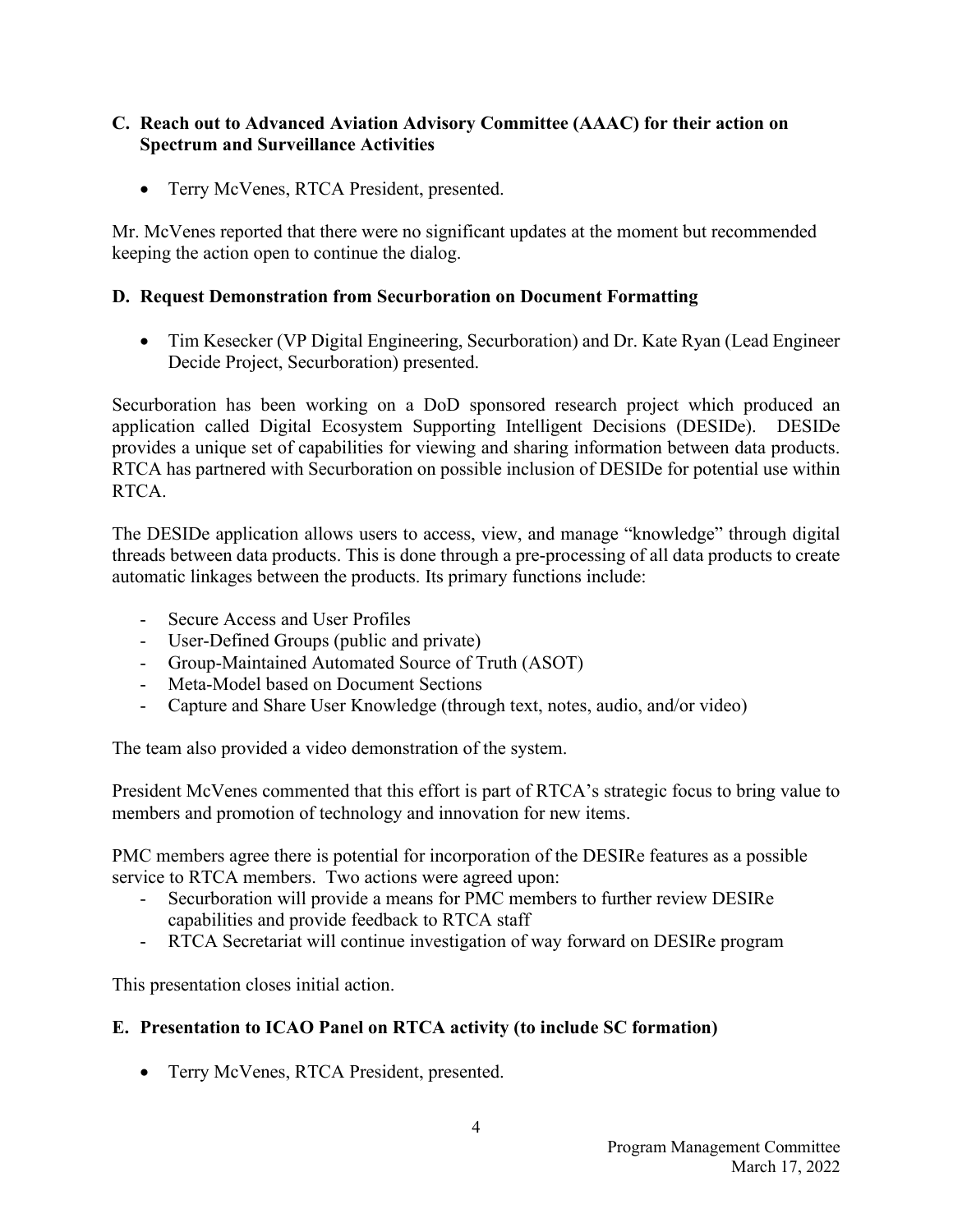### C. Reach out to Advanced Aviation Advisory Committee (AAAC) for their action on Spectrum and Surveillance Activities

- Terry McVenes, RTCA President, presented.

Mr. McVenes reported that there were no significant updates at the moment but recommended keeping the action open to continue the dialog.

### D. Request Demonstration from Securboration on Document Formatting

- Tim Kesecker (VP Digital Engineering, Securboration) and Dr. Kate Ryan (Lead Engineer Decide Project, Securboration) presented.

Securboration has been working on a DoD sponsored research project which produced an application called Digital Ecosystem Supporting Intelligent Decisions (DESIDe). DESIDe provides a unique set of capabilities for viewing and sharing information between data products. RTCA has partnered with Securboration on possible inclusion of DESIDe for potential use within RTCA.

The DESIDe application allows users to access, view, and manage "knowledge" through digital threads between data products. This is done through a pre-processing of all data products to create automatic linkages between the products. Its primary functions include:

- Secure Access and User Profiles
- User-Defined Groups (public and private)
- Group-Maintained Automated Source of Truth (ASOT)
- Meta-Model based on Document Sections
- Capture and Share User Knowledge (through text, notes, audio, and/or video)

The team also provided a video demonstration of the system.

President McVenes commented that this effort is part of RTCA's strategic focus to bring value to members and promotion of technology and innovation for new items.

PMC members agree there is potential for incorporation of the DESIRe features as a possible service to RTCA members. Two actions were agreed upon:

- Securboration will provide a means for PMC members to further review DESIRe capabilities and provide feedback to RTCA staff
- RTCA Secretariat will continue investigation of way forward on DESIRe program

This presentation closes initial action.

### E. Presentation to ICAO Panel on RTCA activity (to include SC formation)

- Terry McVenes, RTCA President, presented.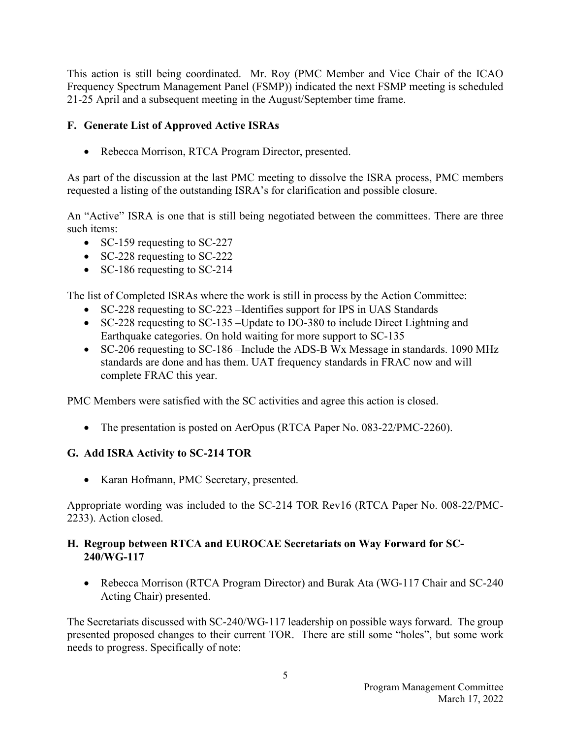This action is still being coordinated. Mr. Roy (PMC Member and Vice Chair of the ICAO Frequency Spectrum Management Panel (FSMP)) indicated the next FSMP meeting is scheduled 21-25 April and a subsequent meeting in the August/September time frame.

### F. Generate List of Approved Active ISRAs

- Rebecca Morrison, RTCA Program Director, presented.

As part of the discussion at the last PMC meeting to dissolve the ISRA process, PMC members requested a listing of the outstanding ISRA's for clarification and possible closure.

An "Active" ISRA is one that is still being negotiated between the committees. There are three such items:

- SC-159 requesting to SC-227
- SC-228 requesting to SC-222
- SC-186 requesting to SC-214

The list of Completed ISRAs where the work is still in process by the Action Committee:

- SC-228 requesting to SC-223 –Identifies support for IPS in UAS Standards
- SC-228 requesting to SC-135 –Update to DO-380 to include Direct Lightning and Earthquake categories. On hold waiting for more support to SC-135
- SC-206 requesting to SC-186 –Include the ADS-B Wx Message in standards. 1090 MHz standards are done and has them. UAT frequency standards in FRAC now and will complete FRAC this year.

PMC Members were satisfied with the SC activities and agree this action is closed.

- The presentation is posted on AerOpus (RTCA Paper No. 083-22/PMC-2260).

### G. Add ISRA Activity to SC-214 TOR

- Karan Hofmann, PMC Secretary, presented.

Appropriate wording was included to the SC-214 TOR Rev16 (RTCA Paper No. 008-22/PMC-2233). Action closed.

### H. Regroup between RTCA and EUROCAE Secretariats on Way Forward for SC-240/WG-117

- Rebecca Morrison (RTCA Program Director) and Burak Ata (WG-117 Chair and SC-240 Acting Chair) presented.

The Secretariats discussed with SC-240/WG-117 leadership on possible ways forward. The group presented proposed changes to their current TOR. There are still some "holes", but some work needs to progress. Specifically of note: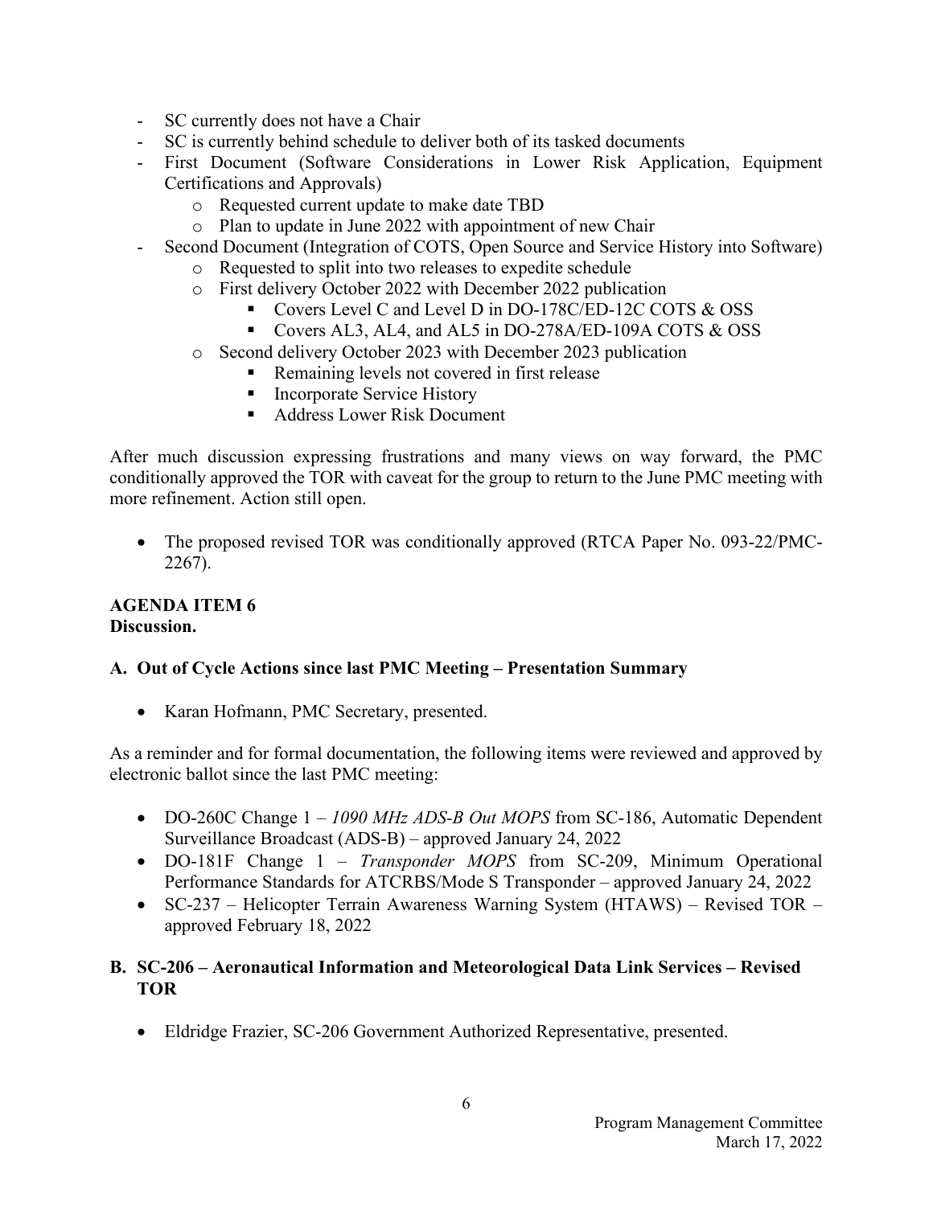- SC currently does not have a Chair
- SC is currently behind schedule to deliver both of its tasked documents
- First Document (Software Considerations in Lower Risk Application, Equipment Certifications and Approvals)
    - Requested current update to make date TBD
    - Plan to update in June 2022 with appointment of new Chair
- Second Document (Integration of COTS, Open Source and Service History into Software)
    - Requested to split into two releases to expedite schedule
    - First delivery October 2022 with December 2022 publication
        - Covers Level C and Level D in DO-178C/ED-12C COTS & OSS
        - Covers AL3, AL4, and AL5 in DO-278A/ED-109A COTS & OSS
    - Second delivery October 2023 with December 2023 publication
        - Remaining levels not covered in first release
        - Incorporate Service History
        - Address Lower Risk Document

After much discussion expressing frustrations and many views on way forward, the PMC conditionally approved the TOR with caveat for the group to return to the June PMC meeting with more refinement. Action still open.

- The proposed revised TOR was conditionally approved (RTCA Paper No. 093-22/PMC-2267).

**AGENDA ITEM 6**
**Discussion.**

### A. Out of Cycle Actions since last PMC Meeting – Presentation Summary

- Karan Hofmann, PMC Secretary, presented.

As a reminder and for formal documentation, the following items were reviewed and approved by electronic ballot since the last PMC meeting:

- DO-260C Change 1 – *1090 MHz ADS-B Out MOPS* from SC-186, Automatic Dependent Surveillance Broadcast (ADS-B) – approved January 24, 2022
- DO-181F Change 1 – *Transponder MOPS* from SC-209, Minimum Operational Performance Standards for ATCRBS/Mode S Transponder – approved January 24, 2022
- SC-237 – Helicopter Terrain Awareness Warning System (HTAWS) – Revised TOR – approved February 18, 2022

### B. SC-206 – Aeronautical Information and Meteorological Data Link Services – Revised TOR

- Eldridge Frazier, SC-206 Government Authorized Representative, presented.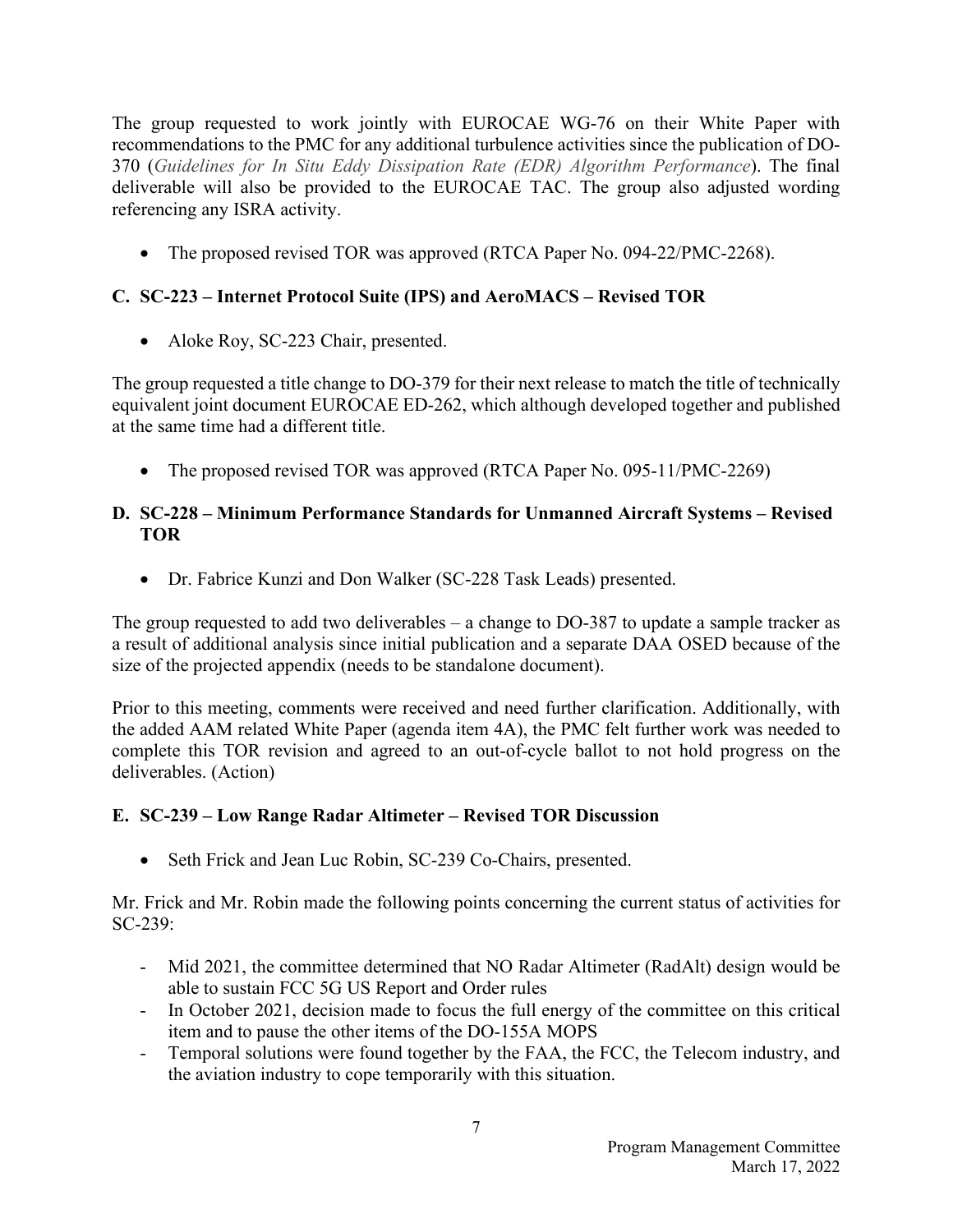The group requested to work jointly with EUROCAE WG-76 on their White Paper with recommendations to the PMC for any additional turbulence activities since the publication of DO-370 (*Guidelines for In Situ Eddy Dissipation Rate (EDR) Algorithm Performance*). The final deliverable will also be provided to the EUROCAE TAC. The group also adjusted wording referencing any ISRA activity.

- The proposed revised TOR was approved (RTCA Paper No. 094-22/PMC-2268).

### C. SC-223 – Internet Protocol Suite (IPS) and AeroMACS – Revised TOR

- Aloke Roy, SC-223 Chair, presented.

The group requested a title change to DO-379 for their next release to match the title of technically equivalent joint document EUROCAE ED-262, which although developed together and published at the same time had a different title.

- The proposed revised TOR was approved (RTCA Paper No. 095-11/PMC-2269)

### D. SC-228 – Minimum Performance Standards for Unmanned Aircraft Systems – Revised TOR

- Dr. Fabrice Kunzi and Don Walker (SC-228 Task Leads) presented.

The group requested to add two deliverables – a change to DO-387 to update a sample tracker as a result of additional analysis since initial publication and a separate DAA OSED because of the size of the projected appendix (needs to be standalone document).

Prior to this meeting, comments were received and need further clarification. Additionally, with the added AAM related White Paper (agenda item 4A), the PMC felt further work was needed to complete this TOR revision and agreed to an out-of-cycle ballot to not hold progress on the deliverables. (Action)

### E. SC-239 – Low Range Radar Altimeter – Revised TOR Discussion

- Seth Frick and Jean Luc Robin, SC-239 Co-Chairs, presented.

Mr. Frick and Mr. Robin made the following points concerning the current status of activities for SC-239:

- Mid 2021, the committee determined that NO Radar Altimeter (RadAlt) design would be able to sustain FCC 5G US Report and Order rules
- In October 2021, decision made to focus the full energy of the committee on this critical item and to pause the other items of the DO-155A MOPS
- Temporal solutions were found together by the FAA, the FCC, the Telecom industry, and the aviation industry to cope temporarily with this situation.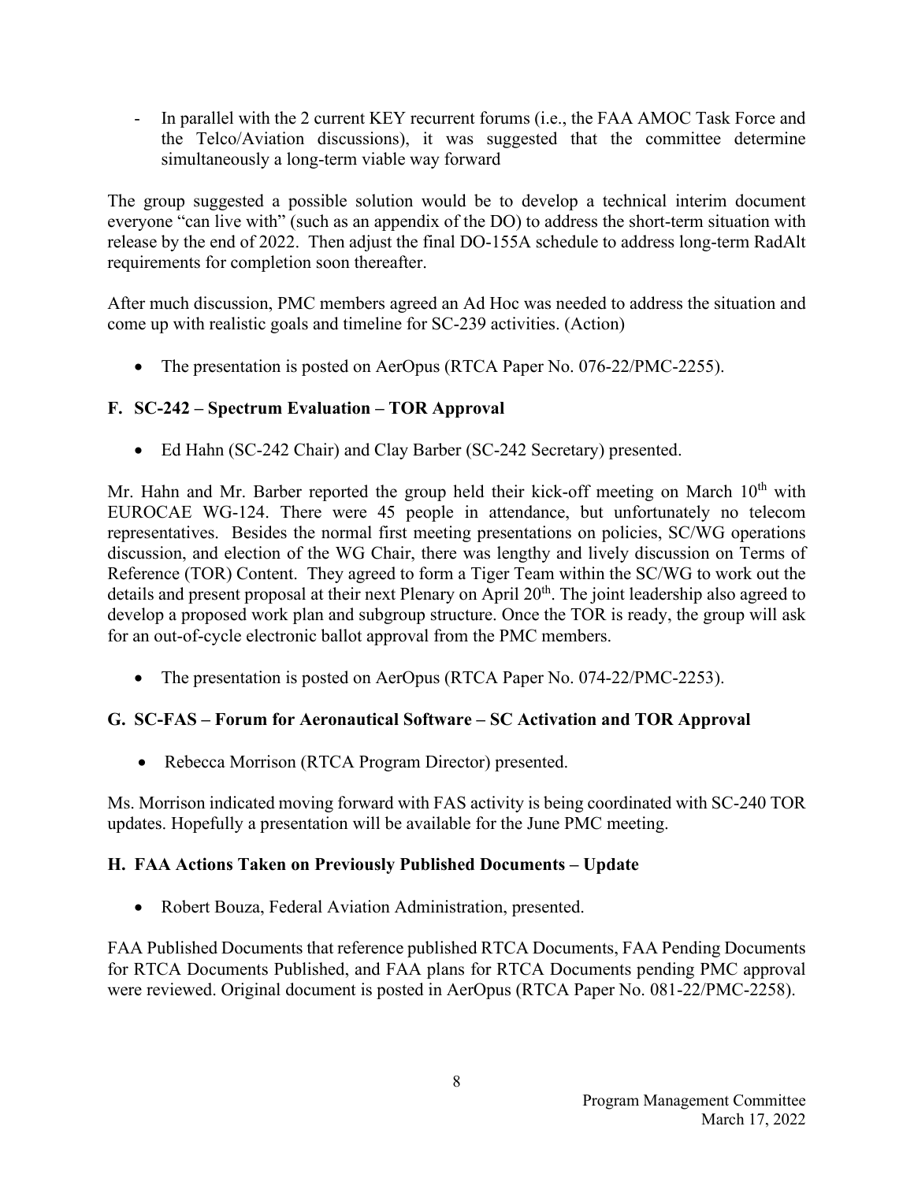- In parallel with the 2 current KEY recurrent forums (i.e., the FAA AMOC Task Force and the Telco/Aviation discussions), it was suggested that the committee determine simultaneously a long-term viable way forward

The group suggested a possible solution would be to develop a technical interim document everyone "can live with" (such as an appendix of the DO) to address the short-term situation with release by the end of 2022. Then adjust the final DO-155A schedule to address long-term RadAlt requirements for completion soon thereafter.

After much discussion, PMC members agreed an Ad Hoc was needed to address the situation and come up with realistic goals and timeline for SC-239 activities. (Action)

- The presentation is posted on AerOpus (RTCA Paper No. 076-22/PMC-2255).

### F. SC-242 – Spectrum Evaluation – TOR Approval

- Ed Hahn (SC-242 Chair) and Clay Barber (SC-242 Secretary) presented.

Mr. Hahn and Mr. Barber reported the group held their kick-off meeting on March 10th with EUROCAE WG-124. There were 45 people in attendance, but unfortunately no telecom representatives. Besides the normal first meeting presentations on policies, SC/WG operations discussion, and election of the WG Chair, there was lengthy and lively discussion on Terms of Reference (TOR) Content. They agreed to form a Tiger Team within the SC/WG to work out the details and present proposal at their next Plenary on April 20th. The joint leadership also agreed to develop a proposed work plan and subgroup structure. Once the TOR is ready, the group will ask for an out-of-cycle electronic ballot approval from the PMC members.

- The presentation is posted on AerOpus (RTCA Paper No. 074-22/PMC-2253).

### G. SC-FAS – Forum for Aeronautical Software – SC Activation and TOR Approval

- Rebecca Morrison (RTCA Program Director) presented.

Ms. Morrison indicated moving forward with FAS activity is being coordinated with SC-240 TOR updates. Hopefully a presentation will be available for the June PMC meeting.

### H. FAA Actions Taken on Previously Published Documents – Update

- Robert Bouza, Federal Aviation Administration, presented.

FAA Published Documents that reference published RTCA Documents, FAA Pending Documents for RTCA Documents Published, and FAA plans for RTCA Documents pending PMC approval were reviewed. Original document is posted in AerOpus (RTCA Paper No. 081-22/PMC-2258).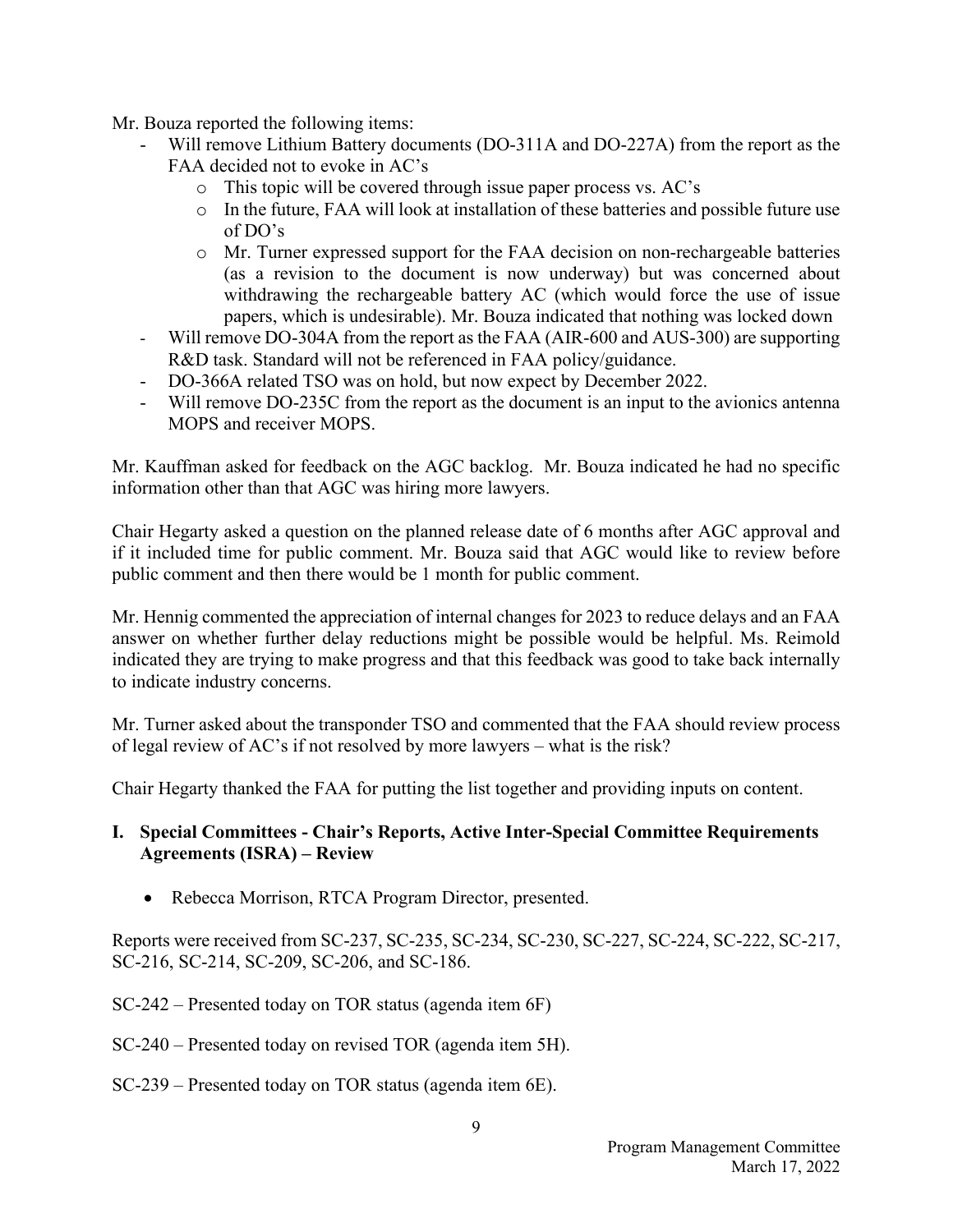Mr. Bouza reported the following items:

- Will remove Lithium Battery documents (DO-311A and DO-227A) from the report as the FAA decided not to evoke in AC's
  - This topic will be covered through issue paper process vs. AC's
  - In the future, FAA will look at installation of these batteries and possible future use of DO's
  - Mr. Turner expressed support for the FAA decision on non-rechargeable batteries (as a revision to the document is now underway) but was concerned about withdrawing the rechargeable battery AC (which would force the use of issue papers, which is undesirable). Mr. Bouza indicated that nothing was locked down
- Will remove DO-304A from the report as the FAA (AIR-600 and AUS-300) are supporting R&D task. Standard will not be referenced in FAA policy/guidance.
- DO-366A related TSO was on hold, but now expect by December 2022.
- Will remove DO-235C from the report as the document is an input to the avionics antenna MOPS and receiver MOPS.

Mr. Kauffman asked for feedback on the AGC backlog. Mr. Bouza indicated he had no specific information other than that AGC was hiring more lawyers.

Chair Hegarty asked a question on the planned release date of 6 months after AGC approval and if it included time for public comment. Mr. Bouza said that AGC would like to review before public comment and then there would be 1 month for public comment.

Mr. Hennig commented the appreciation of internal changes for 2023 to reduce delays and an FAA answer on whether further delay reductions might be possible would be helpful. Ms. Reimold indicated they are trying to make progress and that this feedback was good to take back internally to indicate industry concerns.

Mr. Turner asked about the transponder TSO and commented that the FAA should review process of legal review of AC's if not resolved by more lawyers – what is the risk?

Chair Hegarty thanked the FAA for putting the list together and providing inputs on content.

## I. Special Committees - Chair's Reports, Active Inter-Special Committee Requirements Agreements (ISRA) – Review

- Rebecca Morrison, RTCA Program Director, presented.

Reports were received from SC-237, SC-235, SC-234, SC-230, SC-227, SC-224, SC-222, SC-217, SC-216, SC-214, SC-209, SC-206, and SC-186.

SC-242 – Presented today on TOR status (agenda item 6F)

SC-240 – Presented today on revised TOR (agenda item 5H).

SC-239 – Presented today on TOR status (agenda item 6E).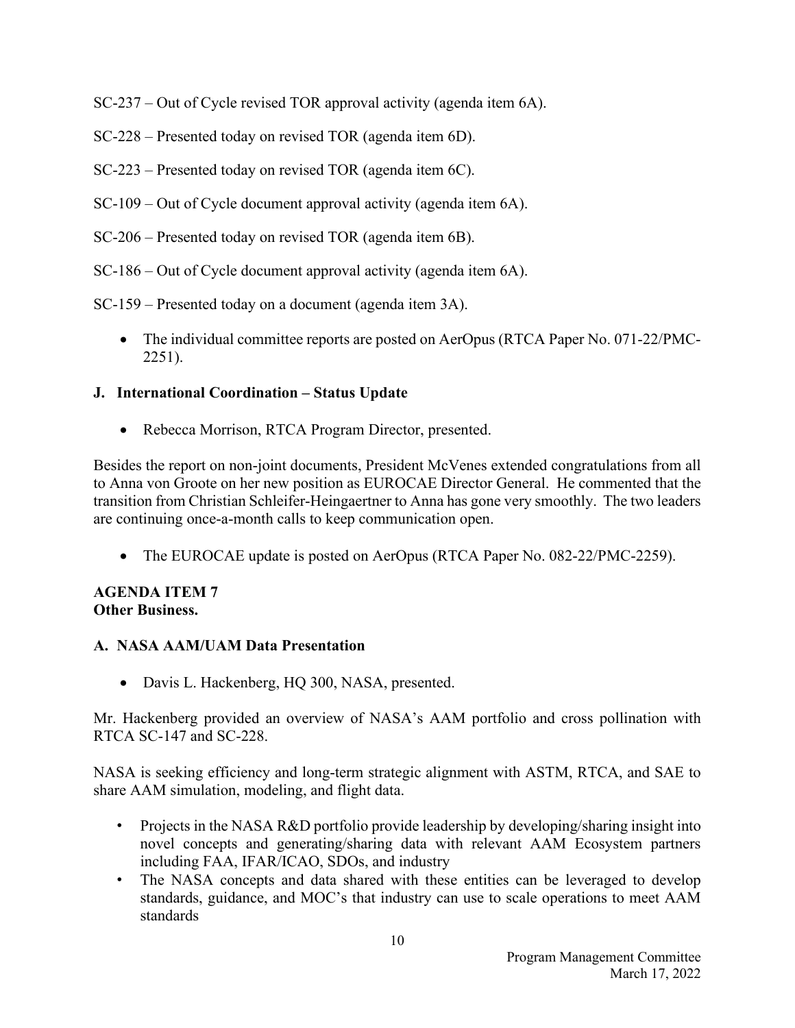SC-237 – Out of Cycle revised TOR approval activity (agenda item 6A).

SC-228 – Presented today on revised TOR (agenda item 6D).

SC-223 – Presented today on revised TOR (agenda item 6C).

SC-109 – Out of Cycle document approval activity (agenda item 6A).

SC-206 – Presented today on revised TOR (agenda item 6B).

SC-186 – Out of Cycle document approval activity (agenda item 6A).

SC-159 – Presented today on a document (agenda item 3A).

- The individual committee reports are posted on AerOpus (RTCA Paper No. 071-22/PMC-2251).

### J. International Coordination – Status Update

- Rebecca Morrison, RTCA Program Director, presented.

Besides the report on non-joint documents, President McVenes extended congratulations from all to Anna von Groote on her new position as EUROCAE Director General. He commented that the transition from Christian Schleifer-Heingaertner to Anna has gone very smoothly. The two leaders are continuing once-a-month calls to keep communication open.

- The EUROCAE update is posted on AerOpus (RTCA Paper No. 082-22/PMC-2259).

## AGENDA ITEM 7
## Other Business.

### A. NASA AAM/UAM Data Presentation

- Davis L. Hackenberg, HQ 300, NASA, presented.

Mr. Hackenberg provided an overview of NASA's AAM portfolio and cross pollination with RTCA SC-147 and SC-228.

NASA is seeking efficiency and long-term strategic alignment with ASTM, RTCA, and SAE to share AAM simulation, modeling, and flight data.

- Projects in the NASA R&D portfolio provide leadership by developing/sharing insight into novel concepts and generating/sharing data with relevant AAM Ecosystem partners including FAA, IFAR/ICAO, SDOs, and industry
- The NASA concepts and data shared with these entities can be leveraged to develop standards, guidance, and MOC's that industry can use to scale operations to meet AAM standards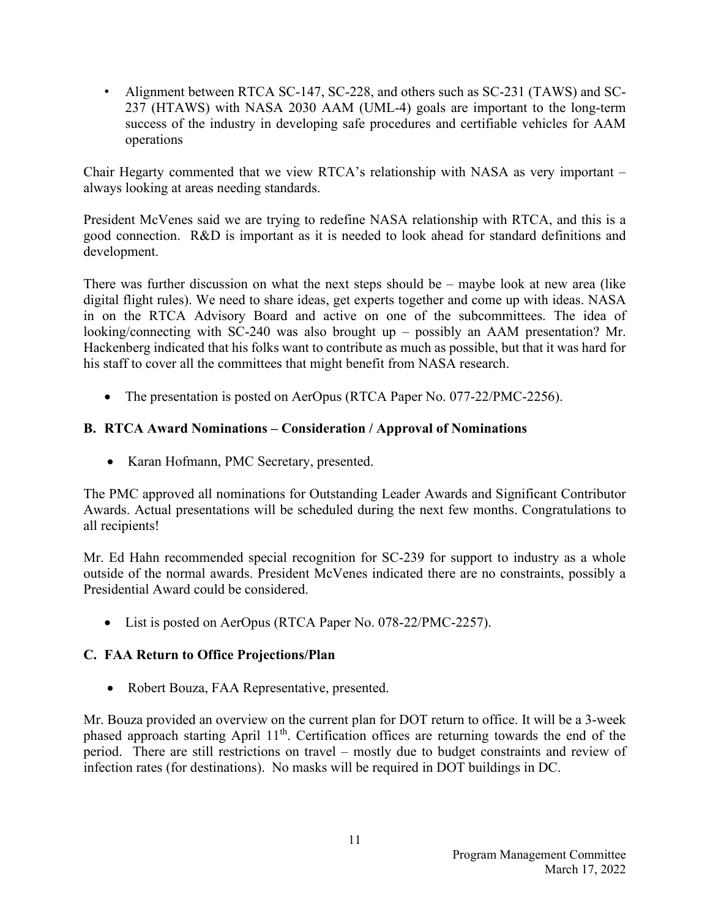- Alignment between RTCA SC-147, SC-228, and others such as SC-231 (TAWS) and SC-237 (HTAWS) with NASA 2030 AAM (UML-4) goals are important to the long-term success of the industry in developing safe procedures and certifiable vehicles for AAM operations

Chair Hegarty commented that we view RTCA's relationship with NASA as very important – always looking at areas needing standards.

President McVenes said we are trying to redefine NASA relationship with RTCA, and this is a good connection. R&D is important as it is needed to look ahead for standard definitions and development.

There was further discussion on what the next steps should be – maybe look at new area (like digital flight rules). We need to share ideas, get experts together and come up with ideas. NASA in on the RTCA Advisory Board and active on one of the subcommittees. The idea of looking/connecting with SC-240 was also brought up – possibly an AAM presentation? Mr. Hackenberg indicated that his folks want to contribute as much as possible, but that it was hard for his staff to cover all the committees that might benefit from NASA research.

- The presentation is posted on AerOpus (RTCA Paper No. 077-22/PMC-2256).

### B. RTCA Award Nominations – Consideration / Approval of Nominations

- Karan Hofmann, PMC Secretary, presented.

The PMC approved all nominations for Outstanding Leader Awards and Significant Contributor Awards. Actual presentations will be scheduled during the next few months. Congratulations to all recipients!

Mr. Ed Hahn recommended special recognition for SC-239 for support to industry as a whole outside of the normal awards. President McVenes indicated there are no constraints, possibly a Presidential Award could be considered.

- List is posted on AerOpus (RTCA Paper No. 078-22/PMC-2257).

### C. FAA Return to Office Projections/Plan

- Robert Bouza, FAA Representative, presented.

Mr. Bouza provided an overview on the current plan for DOT return to office. It will be a 3-week phased approach starting April 11th. Certification offices are returning towards the end of the period. There are still restrictions on travel – mostly due to budget constraints and review of infection rates (for destinations). No masks will be required in DOT buildings in DC.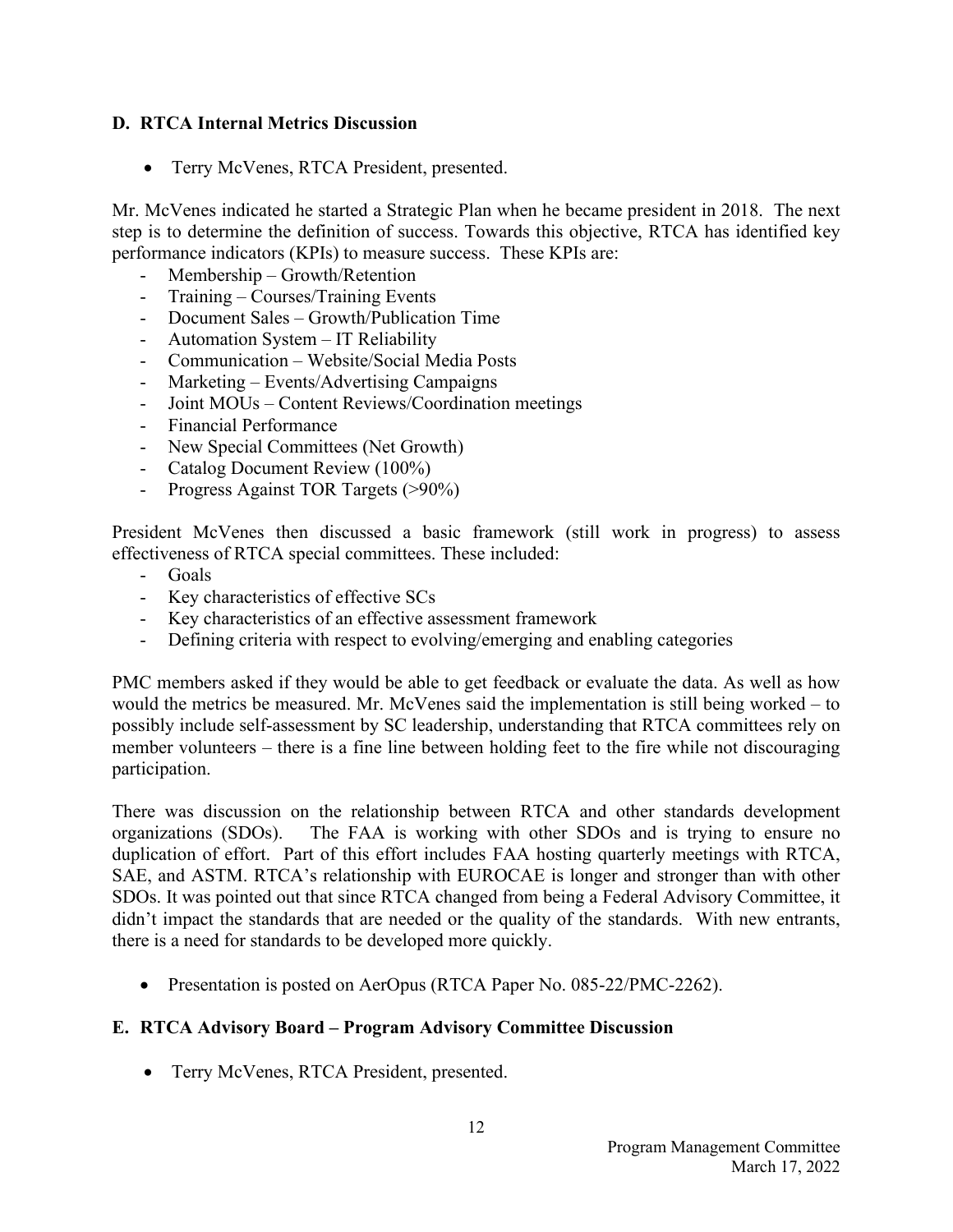### D. RTCA Internal Metrics Discussion

- Terry McVenes, RTCA President, presented.

Mr. McVenes indicated he started a Strategic Plan when he became president in 2018. The next step is to determine the definition of success. Towards this objective, RTCA has identified key performance indicators (KPIs) to measure success. These KPIs are:

- Membership – Growth/Retention
- Training – Courses/Training Events
- Document Sales – Growth/Publication Time
- Automation System – IT Reliability
- Communication – Website/Social Media Posts
- Marketing – Events/Advertising Campaigns
- Joint MOUs – Content Reviews/Coordination meetings
- Financial Performance
- New Special Committees (Net Growth)
- Catalog Document Review (100%)
- Progress Against TOR Targets (>90%)

President McVenes then discussed a basic framework (still work in progress) to assess effectiveness of RTCA special committees. These included:

- Goals
- Key characteristics of effective SCs
- Key characteristics of an effective assessment framework
- Defining criteria with respect to evolving/emerging and enabling categories

PMC members asked if they would be able to get feedback or evaluate the data. As well as how would the metrics be measured. Mr. McVenes said the implementation is still being worked – to possibly include self-assessment by SC leadership, understanding that RTCA committees rely on member volunteers – there is a fine line between holding feet to the fire while not discouraging participation.

There was discussion on the relationship between RTCA and other standards development organizations (SDOs). The FAA is working with other SDOs and is trying to ensure no duplication of effort. Part of this effort includes FAA hosting quarterly meetings with RTCA, SAE, and ASTM. RTCA's relationship with EUROCAE is longer and stronger than with other SDOs. It was pointed out that since RTCA changed from being a Federal Advisory Committee, it didn't impact the standards that are needed or the quality of the standards. With new entrants, there is a need for standards to be developed more quickly.

- Presentation is posted on AerOpus (RTCA Paper No. 085-22/PMC-2262).

### E. RTCA Advisory Board – Program Advisory Committee Discussion

- Terry McVenes, RTCA President, presented.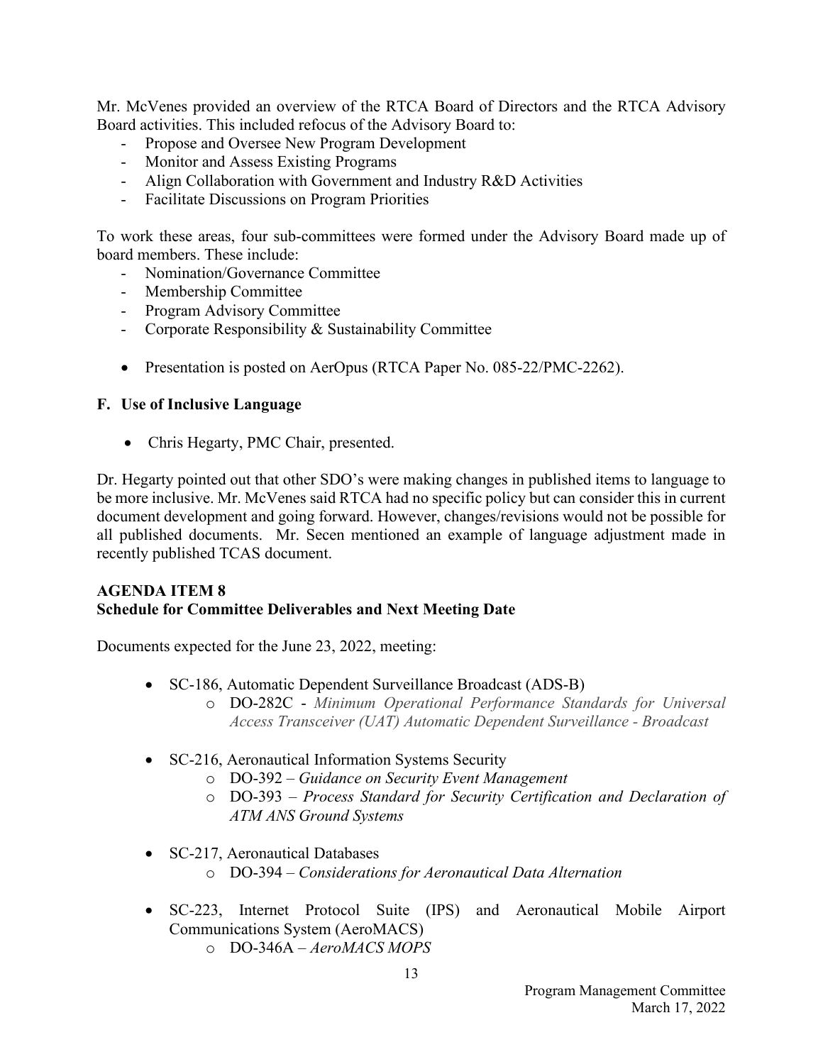Mr. McVenes provided an overview of the RTCA Board of Directors and the RTCA Advisory Board activities. This included refocus of the Advisory Board to:

- Propose and Oversee New Program Development
- Monitor and Assess Existing Programs
- Align Collaboration with Government and Industry R&D Activities
- Facilitate Discussions on Program Priorities

To work these areas, four sub-committees were formed under the Advisory Board made up of board members. These include:

- Nomination/Governance Committee
- Membership Committee
- Program Advisory Committee
- Corporate Responsibility & Sustainability Committee

- Presentation is posted on AerOpus (RTCA Paper No. 085-22/PMC-2262).

### F. Use of Inclusive Language

- Chris Hegarty, PMC Chair, presented.

Dr. Hegarty pointed out that other SDO's were making changes in published items to language to be more inclusive. Mr. McVenes said RTCA had no specific policy but can consider this in current document development and going forward. However, changes/revisions would not be possible for all published documents. Mr. Secen mentioned an example of language adjustment made in recently published TCAS document.

## AGENDA ITEM 8
## Schedule for Committee Deliverables and Next Meeting Date

Documents expected for the June 23, 2022, meeting:

- SC-186, Automatic Dependent Surveillance Broadcast (ADS-B)
  - DO-282C - *Minimum Operational Performance Standards for Universal Access Transceiver (UAT) Automatic Dependent Surveillance - Broadcast*
- SC-216, Aeronautical Information Systems Security
  - DO-392 – *Guidance on Security Event Management*
  - DO-393 – *Process Standard for Security Certification and Declaration of ATM ANS Ground Systems*
- SC-217, Aeronautical Databases
  - DO-394 – *Considerations for Aeronautical Data Alternation*
- SC-223, Internet Protocol Suite (IPS) and Aeronautical Mobile Airport Communications System (AeroMACS)
  - DO-346A – *AeroMACS MOPS*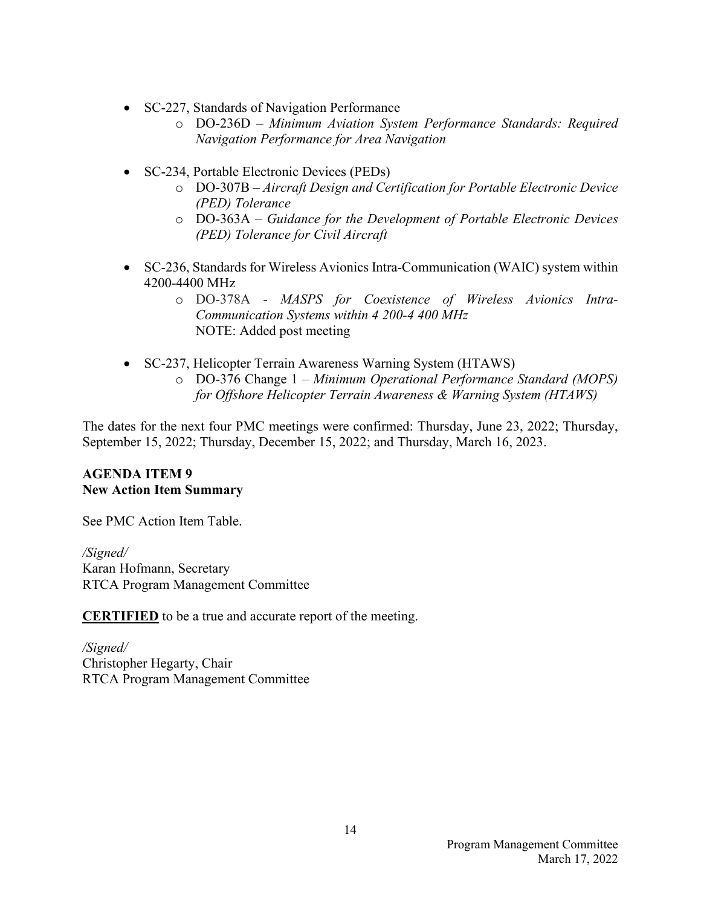- SC-227, Standards of Navigation Performance
  - DO-236D – *Minimum Aviation System Performance Standards: Required Navigation Performance for Area Navigation*

- SC-234, Portable Electronic Devices (PEDs)
  - DO-307B – *Aircraft Design and Certification for Portable Electronic Device (PED) Tolerance*
  - DO-363A – *Guidance for the Development of Portable Electronic Devices (PED) Tolerance for Civil Aircraft*

- SC-236, Standards for Wireless Avionics Intra-Communication (WAIC) system within 4200-4400 MHz
  - DO-378A - *MASPS for Coexistence of Wireless Avionics Intra-Communication Systems within 4 200-4 400 MHz*
    NOTE: Added post meeting

- SC-237, Helicopter Terrain Awareness Warning System (HTAWS)
  - DO-376 Change 1 – *Minimum Operational Performance Standard (MOPS) for Offshore Helicopter Terrain Awareness & Warning System (HTAWS)*

The dates for the next four PMC meetings were confirmed: Thursday, June 23, 2022; Thursday, September 15, 2022; Thursday, December 15, 2022; and Thursday, March 16, 2023.

**AGENDA ITEM 9**
**New Action Item Summary**

See PMC Action Item Table.

*/Signed/*
Karan Hofmann, Secretary
RTCA Program Management Committee

**CERTIFIED** to be a true and accurate report of the meeting.

*/Signed/*
Christopher Hegarty, Chair
RTCA Program Management Committee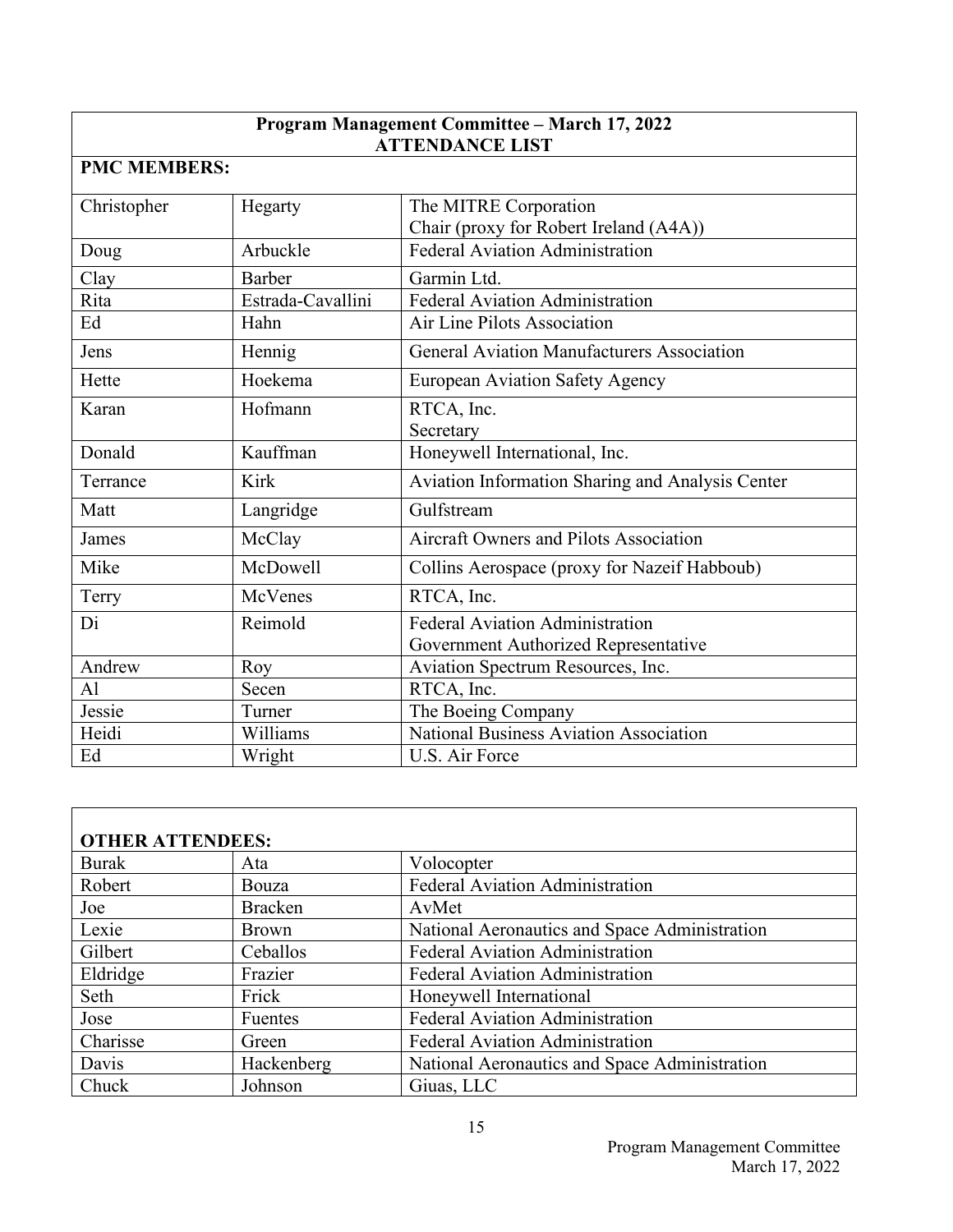**Program Management Committee – March 17, 2022**
**ATTENDANCE LIST**

**PMC MEMBERS:**

| | | |
|---|---|---|
| Christopher | Hegarty | The MITRE Corporation<br>Chair (proxy for Robert Ireland (A4A)) |
| Doug | Arbuckle | Federal Aviation Administration |
| Clay | Barber | Garmin Ltd. |
| Rita | Estrada-Cavallini | Federal Aviation Administration |
| Ed | Hahn | Air Line Pilots Association |
| Jens | Hennig | General Aviation Manufacturers Association |
| Hette | Hoekema | European Aviation Safety Agency |
| Karan | Hofmann | RTCA, Inc.<br>Secretary |
| Donald | Kauffman | Honeywell International, Inc. |
| Terrance | Kirk | Aviation Information Sharing and Analysis Center |
| Matt | Langridge | Gulfstream |
| James | McClay | Aircraft Owners and Pilots Association |
| Mike | McDowell | Collins Aerospace (proxy for Nazeif Habboub) |
| Terry | McVenes | RTCA, Inc. |
| Di | Reimold | Federal Aviation Administration<br>Government Authorized Representative |
| Andrew | Roy | Aviation Spectrum Resources, Inc. |
| Al | Secen | RTCA, Inc. |
| Jessie | Turner | The Boeing Company |
| Heidi | Williams | National Business Aviation Association |
| Ed | Wright | U.S. Air Force |

**OTHER ATTENDEES:**

| | | |
|---|---|---|
| Burak | Ata | Volocopter |
| Robert | Bouza | Federal Aviation Administration |
| Joe | Bracken | AvMet |
| Lexie | Brown | National Aeronautics and Space Administration |
| Gilbert | Ceballos | Federal Aviation Administration |
| Eldridge | Frazier | Federal Aviation Administration |
| Seth | Frick | Honeywell International |
| Jose | Fuentes | Federal Aviation Administration |
| Charisse | Green | Federal Aviation Administration |
| Davis | Hackenberg | National Aeronautics and Space Administration |
| Chuck | Johnson | Giuas, LLC |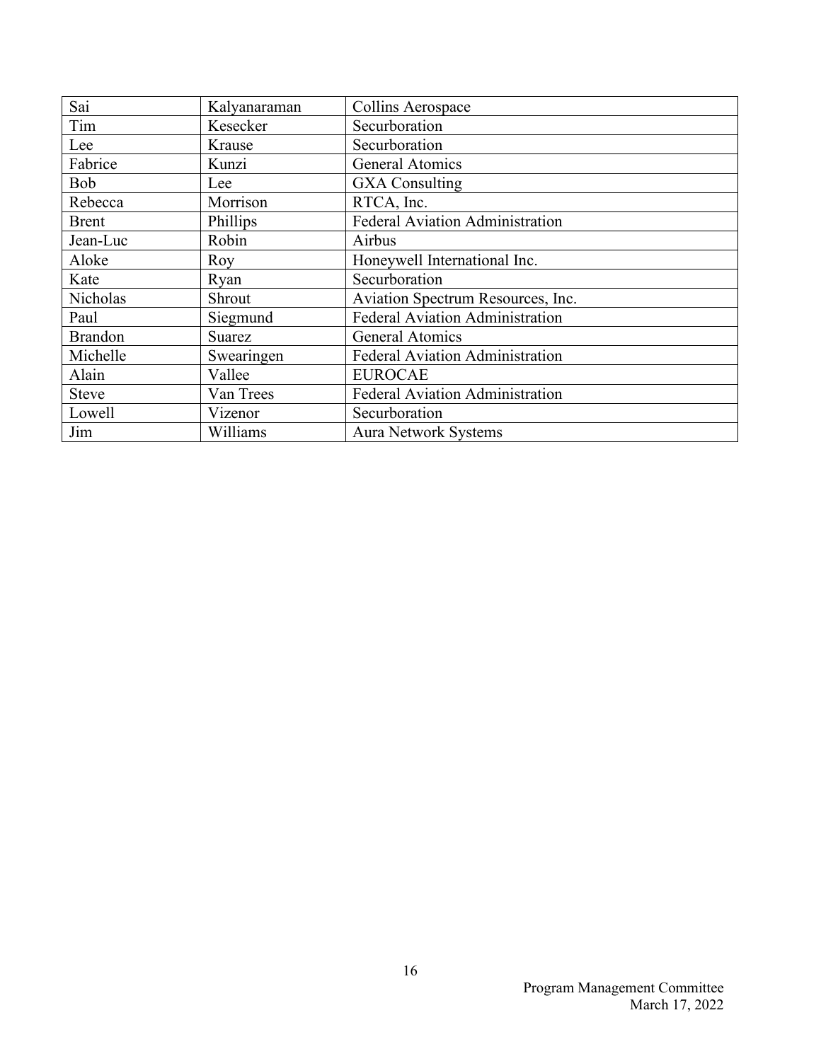| | | |
|---|---|---|
| Sai | Kalyanaraman | Collins Aerospace |
| Tim | Kesecker | Securboration |
| Lee | Krause | Securboration |
| Fabrice | Kunzi | General Atomics |
| Bob | Lee | GXA Consulting |
| Rebecca | Morrison | RTCA, Inc. |
| Brent | Phillips | Federal Aviation Administration |
| Jean-Luc | Robin | Airbus |
| Aloke | Roy | Honeywell International Inc. |
| Kate | Ryan | Securboration |
| Nicholas | Shrout | Aviation Spectrum Resources, Inc. |
| Paul | Siegmund | Federal Aviation Administration |
| Brandon | Suarez | General Atomics |
| Michelle | Swearingen | Federal Aviation Administration |
| Alain | Vallee | EUROCAE |
| Steve | Van Trees | Federal Aviation Administration |
| Lowell | Vizenor | Securboration |
| Jim | Williams | Aura Network Systems |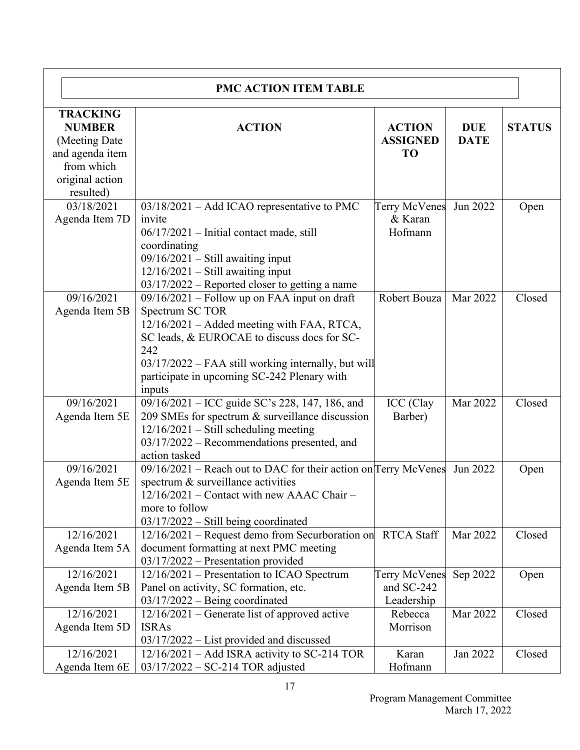| PMC ACTION ITEM TABLE | | | | |
|---|---|---|---|---|
| **TRACKING NUMBER** (Meeting Date and agenda item from which original action resulted) | **ACTION** | **ACTION ASSIGNED TO** | **DUE DATE** | **STATUS** |
| 03/18/2021 Agenda Item 7D | 03/18/2021 – Add ICAO representative to PMC invite<br>06/17/2021 – Initial contact made, still coordinating<br>09/16/2021 – Still awaiting input<br>12/16/2021 – Still awaiting input<br>03/17/2022 – Reported closer to getting a name | Terry McVenes & Karan Hofmann | Jun 2022 | Open |
| 09/16/2021 Agenda Item 5B | 09/16/2021 – Follow up on FAA input on draft Spectrum SC TOR<br>12/16/2021 – Added meeting with FAA, RTCA, SC leads, & EUROCAE to discuss docs for SC-242<br>03/17/2022 – FAA still working internally, but will participate in upcoming SC-242 Plenary with inputs | Robert Bouza | Mar 2022 | Closed |
| 09/16/2021 Agenda Item 5E | 09/16/2021 – ICC guide SC's 228, 147, 186, and 209 SMEs for spectrum & surveillance discussion<br>12/16/2021 – Still scheduling meeting<br>03/17/2022 – Recommendations presented, and action tasked | ICC (Clay Barber) | Mar 2022 | Closed |
| 09/16/2021 Agenda Item 5E | 09/16/2021 – Reach out to DAC for their action on spectrum & surveillance activities<br>12/16/2021 – Contact with new AAAC Chair – more to follow<br>03/17/2022 – Still being coordinated | Terry McVenes | Jun 2022 | Open |
| 12/16/2021 Agenda Item 5A | 12/16/2021 – Request demo from Securboration on document formatting at next PMC meeting<br>03/17/2022 – Presentation provided | RTCA Staff | Mar 2022 | Closed |
| 12/16/2021 Agenda Item 5B | 12/16/2021 – Presentation to ICAO Spectrum Panel on activity, SC formation, etc.<br>03/17/2022 – Being coordinated | Terry McVenes and SC-242 Leadership | Sep 2022 | Open |
| 12/16/2021 Agenda Item 5D | 12/16/2021 – Generate list of approved active ISRAs<br>03/17/2022 – List provided and discussed | Rebecca Morrison | Mar 2022 | Closed |
| 12/16/2021 Agenda Item 6E | 12/16/2021 – Add ISRA activity to SC-214 TOR<br>03/17/2022 – SC-214 TOR adjusted | Karan Hofmann | Jan 2022 | Closed |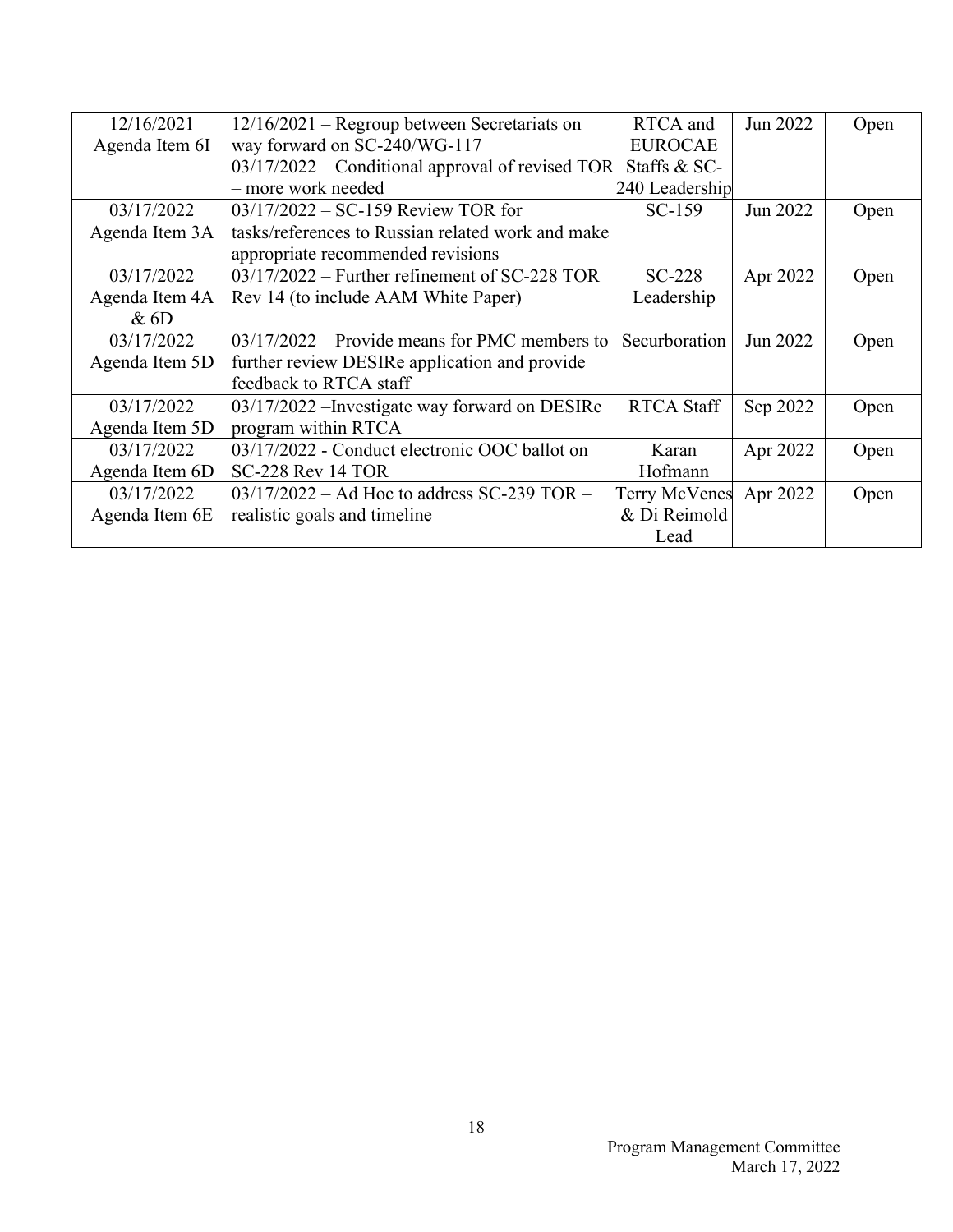| | | | | |
|---|---|---|---|---|
| 12/16/2021 Agenda Item 6I | 12/16/2021 – Regroup between Secretariats on way forward on SC-240/WG-117<br>03/17/2022 – Conditional approval of revised TOR – more work needed | RTCA and EUROCAE Staffs & SC-240 Leadership | Jun 2022 | Open |
| 03/17/2022 Agenda Item 3A | 03/17/2022 – SC-159 Review TOR for tasks/references to Russian related work and make appropriate recommended revisions | SC-159 | Jun 2022 | Open |
| 03/17/2022 Agenda Item 4A & 6D | 03/17/2022 – Further refinement of SC-228 TOR Rev 14 (to include AAM White Paper) | SC-228 Leadership | Apr 2022 | Open |
| 03/17/2022 Agenda Item 5D | 03/17/2022 – Provide means for PMC members to further review DESIRe application and provide feedback to RTCA staff | Securboration | Jun 2022 | Open |
| 03/17/2022 Agenda Item 5D | 03/17/2022 –Investigate way forward on DESIRe program within RTCA | RTCA Staff | Sep 2022 | Open |
| 03/17/2022 Agenda Item 6D | 03/17/2022 - Conduct electronic OOC ballot on SC-228 Rev 14 TOR | Karan Hofmann | Apr 2022 | Open |
| 03/17/2022 Agenda Item 6E | 03/17/2022 – Ad Hoc to address SC-239 TOR – realistic goals and timeline | Terry McVenes & Di Reimold Lead | Apr 2022 | Open |